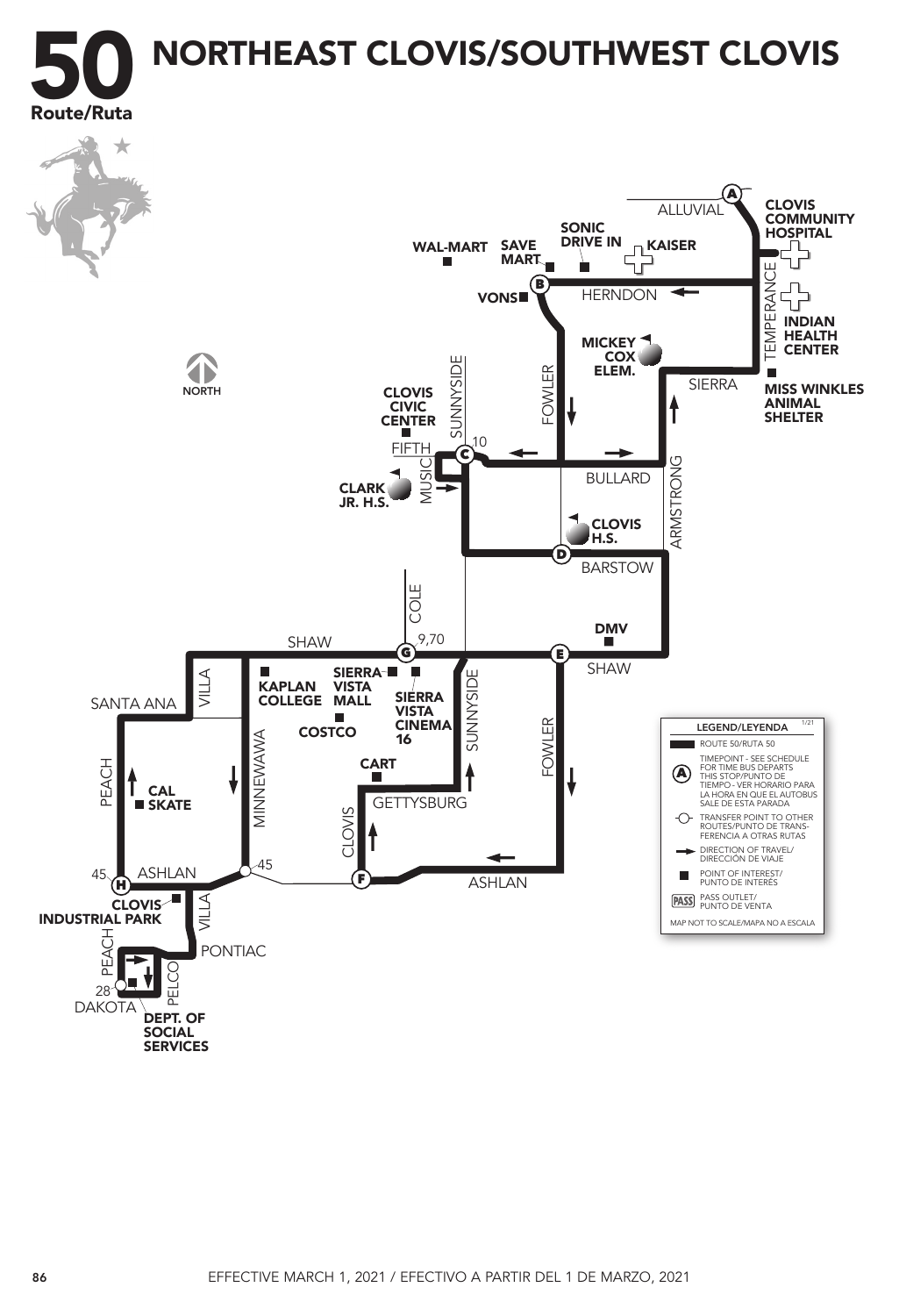# 50 Route/Ruta

## NORTHEAST CLOVIS/SOUTHWEST CLOVIS

NORTH

ALLUVIAL

CLOVIS COMMUNITY HOSPITAL

SONIC DRIVE IN

KAISER

WAL-MART

SAVE MART

VONS

HERNDON

TEMPERANCE

INDIAN HEALTH CENTER

MICKEY COX ELEM.

SIERRA

MISS WINKLES ANIMAL SHELTER

CLOVIS CIVIC CENTER

SUNNYSIDE

FOWLER

FIFTH

10

BULLARD

ARMSTRONG

CLARK JR. H.S.

MUSIC

CLOVIS H.S.

BARSTOW

COLE

DMV

SHAW

9,70

SHAW

SANTA ANA

VILLA

KAPLAN COLLEGE

SIERRA VISTA MALL

SIERRA VISTA CINEMA 16

SUNNYSIDE

COSTCO

FOWLER

PEACH

CAL SKATE

MINNEWAWA

CART

GETTYSBURG

CLOVIS

45

ASHLAN

45

ASHLAN

CLOVIS INDUSTRIAL PARK

VILLA

PEACH

PONTIAC

28

PELCO

DAKOTA

DEPT. OF SOCIAL SERVICES

### LEGEND/LEYENDA

1/21

- ROUTE 50/RUTA 50
- TIMEPOINT - SEE SCHEDULE FOR TIME BUS DEPARTS THIS STOP/PUNTO DE TIEMPO - VER HORARIO PARA LA HORA EN QUE EL AUTOBUS SALE DE ESTA PARADA
- TRANSFER POINT TO OTHER ROUTES/PUNTO DE TRANSFERENCIA A OTRAS RUTAS
- DIRECTION OF TRAVEL/DIRECCIÓN DE VIAJE
- POINT OF INTEREST/PUNTO DE INTERÉS
- PASS OUTLET/PUNTO DE VENTA

MAP NOT TO SCALE/MAPA NO A ESCALA

EFFECTIVE MARCH 1, 2021 / EFECTIVO A PARTIR DEL 1 DE MARZO, 2021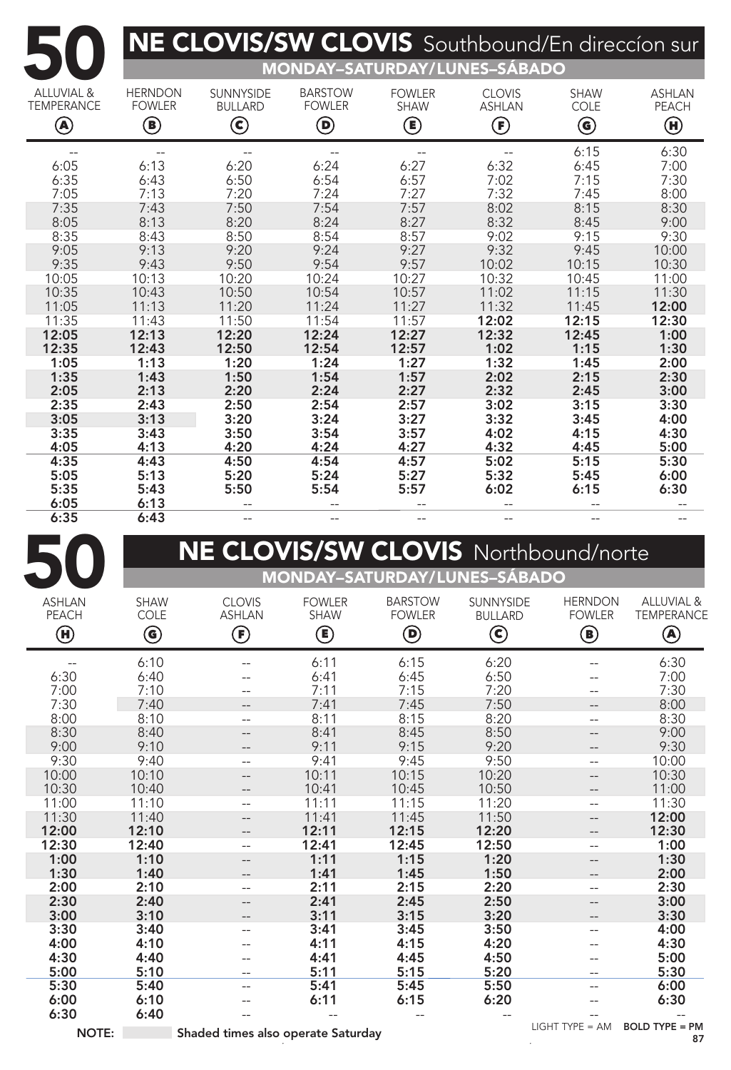# 50 NE CLOVIS/SW CLOVIS Southbound/En direccíon sur

## MONDAY–SATURDAY/LUNES–SÁBADO

| ALLUVIAL & TEMPERANCE (A) | HERNDON FOWLER (B) | SUNNYSIDE BULLARD (C) | BARSTOW FOWLER (D) | FOWLER SHAW (E) | CLOVIS ASHLAN (F) | SHAW COLE (G) | ASHLAN PEACH (H) |
|---|---|---|---|---|---|---|---|
| -- | -- | -- | -- | -- | -- | 6:15 | 6:30 |
| 6:05 | 6:13 | 6:20 | 6:24 | 6:27 | 6:32 | 6:45 | 7:00 |
| 6:35 | 6:43 | 6:50 | 6:54 | 6:57 | 7:02 | 7:15 | 7:30 |
| 7:05 | 7:13 | 7:20 | 7:24 | 7:27 | 7:32 | 7:45 | 8:00 |
| 7:35 | 7:43 | 7:50 | 7:54 | 7:57 | 8:02 | 8:15 | 8:30 |
| 8:05 | 8:13 | 8:20 | 8:24 | 8:27 | 8:32 | 8:45 | 9:00 |
| 8:35 | 8:43 | 8:50 | 8:54 | 8:57 | 9:02 | 9:15 | 9:30 |
| 9:05 | 9:13 | 9:20 | 9:24 | 9:27 | 9:32 | 9:45 | 10:00 |
| 9:35 | 9:43 | 9:50 | 9:54 | 9:57 | 10:02 | 10:15 | 10:30 |
| 10:05 | 10:13 | 10:20 | 10:24 | 10:27 | 10:32 | 10:45 | 11:00 |
| 10:35 | 10:43 | 10:50 | 10:54 | 10:57 | 11:02 | 11:15 | 11:30 |
| 11:05 | 11:13 | 11:20 | 11:24 | 11:27 | 11:32 | 11:45 | **12:00** |
| 11:35 | 11:43 | 11:50 | 11:54 | 11:57 | **12:02** | **12:15** | **12:30** |
| **12:05** | **12:13** | **12:20** | **12:24** | **12:27** | **12:32** | **12:45** | **1:00** |
| **12:35** | **12:43** | **12:50** | **12:54** | **12:57** | **1:02** | **1:15** | **1:30** |
| **1:05** | **1:13** | **1:20** | **1:24** | **1:27** | **1:32** | **1:45** | **2:00** |
| **1:35** | **1:43** | **1:50** | **1:54** | **1:57** | **2:02** | **2:15** | **2:30** |
| **2:05** | **2:13** | **2:20** | **2:24** | **2:27** | **2:32** | **2:45** | **3:00** |
| **2:35** | **2:43** | **2:50** | **2:54** | **2:57** | **3:02** | **3:15** | **3:30** |
| **3:05** | **3:13** | **3:20** | **3:24** | **3:27** | **3:32** | **3:45** | **4:00** |
| **3:35** | **3:43** | **3:50** | **3:54** | **3:57** | **4:02** | **4:15** | **4:30** |
| **4:05** | **4:13** | **4:20** | **4:24** | **4:27** | **4:32** | **4:45** | **5:00** |
| **4:35** | **4:43** | **4:50** | **4:54** | **4:57** | **5:02** | **5:15** | **5:30** |
| **5:05** | **5:13** | **5:20** | **5:24** | **5:27** | **5:32** | **5:45** | **6:00** |
| **5:35** | **5:43** | **5:50** | **5:54** | **5:57** | **6:02** | **6:15** | **6:30** |
| **6:05** | **6:13** | -- | -- | -- | -- | -- | -- |
| **6:35** | **6:43** | -- | -- | -- | -- | -- | -- |

# 50 NE CLOVIS/SW CLOVIS Northbound/norte

## MONDAY–SATURDAY/LUNES–SÁBADO

| ASHLAN PEACH (H) | SHAW COLE (G) | CLOVIS ASHLAN (F) | FOWLER SHAW (E) | BARSTOW FOWLER (D) | SUNNYSIDE BULLARD (C) | HERNDON FOWLER (B) | ALLUVIAL & TEMPERANCE (A) |
|---|---|---|---|---|---|---|---|
| -- | 6:10 | -- | 6:11 | 6:15 | 6:20 | -- | 6:30 |
| 6:30 | 6:40 | -- | 6:41 | 6:45 | 6:50 | -- | 7:00 |
| 7:00 | 7:10 | -- | 7:11 | 7:15 | 7:20 | -- | 7:30 |
| 7:30 | 7:40 | -- | 7:41 | 7:45 | 7:50 | -- | 8:00 |
| 8:00 | 8:10 | -- | 8:11 | 8:15 | 8:20 | -- | 8:30 |
| 8:30 | 8:40 | -- | 8:41 | 8:45 | 8:50 | -- | 9:00 |
| 9:00 | 9:10 | -- | 9:11 | 9:15 | 9:20 | -- | 9:30 |
| 9:30 | 9:40 | -- | 9:41 | 9:45 | 9:50 | -- | 10:00 |
| 10:00 | 10:10 | -- | 10:11 | 10:15 | 10:20 | -- | 10:30 |
| 10:30 | 10:40 | -- | 10:41 | 10:45 | 10:50 | -- | 11:00 |
| 11:00 | 11:10 | -- | 11:11 | 11:15 | 11:20 | -- | 11:30 |
| 11:30 | 11:40 | -- | 11:41 | 11:45 | 11:50 | -- | **12:00** |
| **12:00** | **12:10** | -- | **12:11** | **12:15** | **12:20** | -- | **12:30** |
| **12:30** | **12:40** | -- | **12:41** | **12:45** | **12:50** | -- | **1:00** |
| **1:00** | **1:10** | -- | **1:11** | **1:15** | **1:20** | -- | **1:30** |
| **1:30** | **1:40** | -- | **1:41** | **1:45** | **1:50** | -- | **2:00** |
| **2:00** | **2:10** | -- | **2:11** | **2:15** | **2:20** | -- | **2:30** |
| **2:30** | **2:40** | -- | **2:41** | **2:45** | **2:50** | -- | **3:00** |
| **3:00** | **3:10** | -- | **3:11** | **3:15** | **3:20** | -- | **3:30** |
| **3:30** | **3:40** | -- | **3:41** | **3:45** | **3:50** | -- | **4:00** |
| **4:00** | **4:10** | -- | **4:11** | **4:15** | **4:20** | -- | **4:30** |
| **4:30** | **4:40** | -- | **4:41** | **4:45** | **4:50** | -- | **5:00** |
| **5:00** | **5:10** | -- | **5:11** | **5:15** | **5:20** | -- | **5:30** |
| **5:30** | **5:40** | -- | **5:41** | **5:45** | **5:50** | -- | **6:00** |
| **6:00** | **6:10** | -- | **6:11** | **6:15** | **6:20** | -- | **6:30** |
| **6:30** | **6:40** | -- | -- | -- | -- | -- | -- |

NOTE: Shaded times also operate Saturday

LIGHT TYPE = AM **BOLD TYPE = PM**